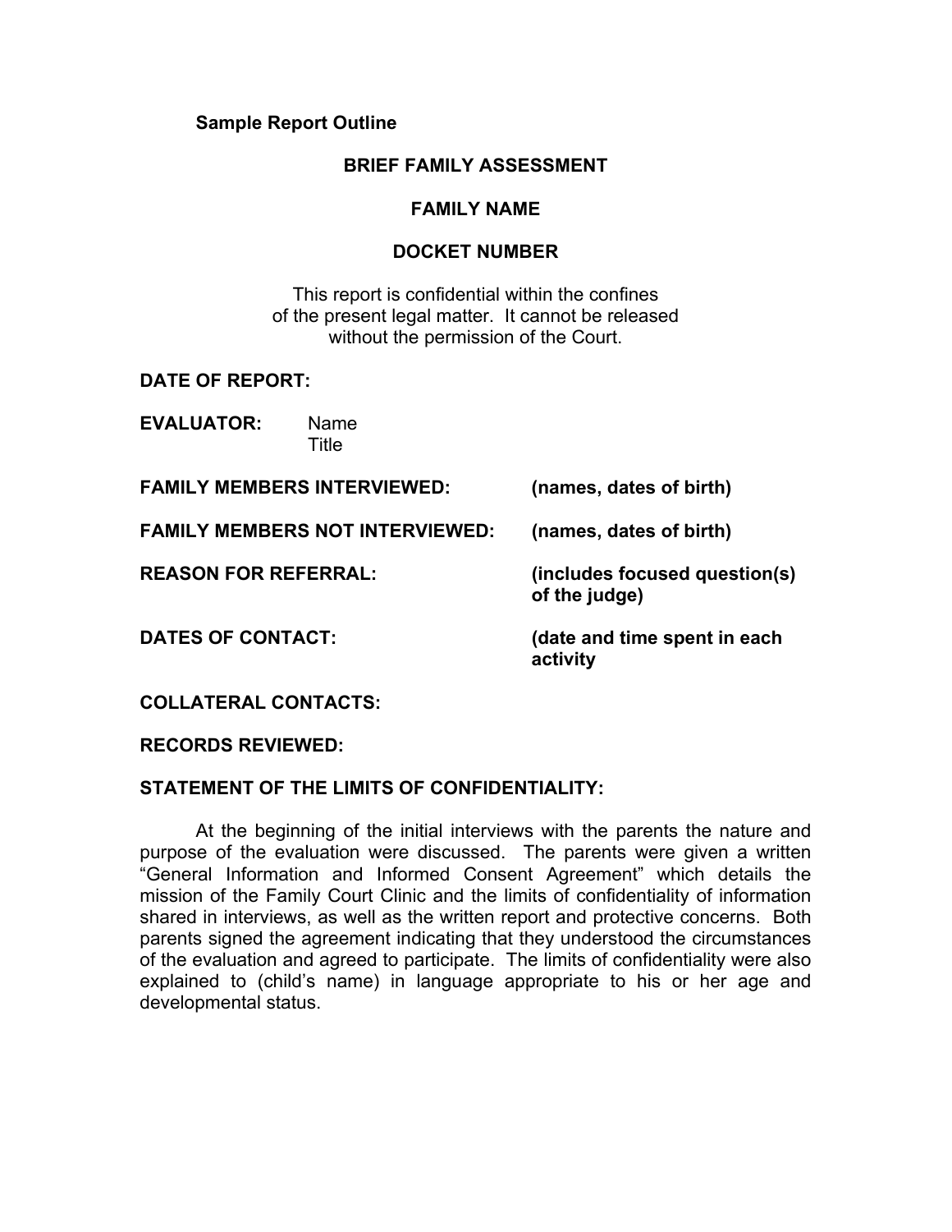**Sample Report Outline**

# BRIEF FAMILY ASSESSMENT

## FAMILY NAME

## DOCKET NUMBER

This report is confidential within the confines of the present legal matter. It cannot be released without the permission of the Court.

**DATE OF REPORT:**

**EVALUATOR:** Name
Title

**FAMILY MEMBERS INTERVIEWED:** **(names, dates of birth)**

**FAMILY MEMBERS NOT INTERVIEWED:** **(names, dates of birth)**

**REASON FOR REFERRAL:** **(includes focused question(s) of the judge)**

**DATES OF CONTACT:** **(date and time spent in each activity**

**COLLATERAL CONTACTS:**

**RECORDS REVIEWED:**

**STATEMENT OF THE LIMITS OF CONFIDENTIALITY:**

At the beginning of the initial interviews with the parents the nature and purpose of the evaluation were discussed. The parents were given a written "General Information and Informed Consent Agreement" which details the mission of the Family Court Clinic and the limits of confidentiality of information shared in interviews, as well as the written report and protective concerns. Both parents signed the agreement indicating that they understood the circumstances of the evaluation and agreed to participate. The limits of confidentiality were also explained to (child's name) in language appropriate to his or her age and developmental status.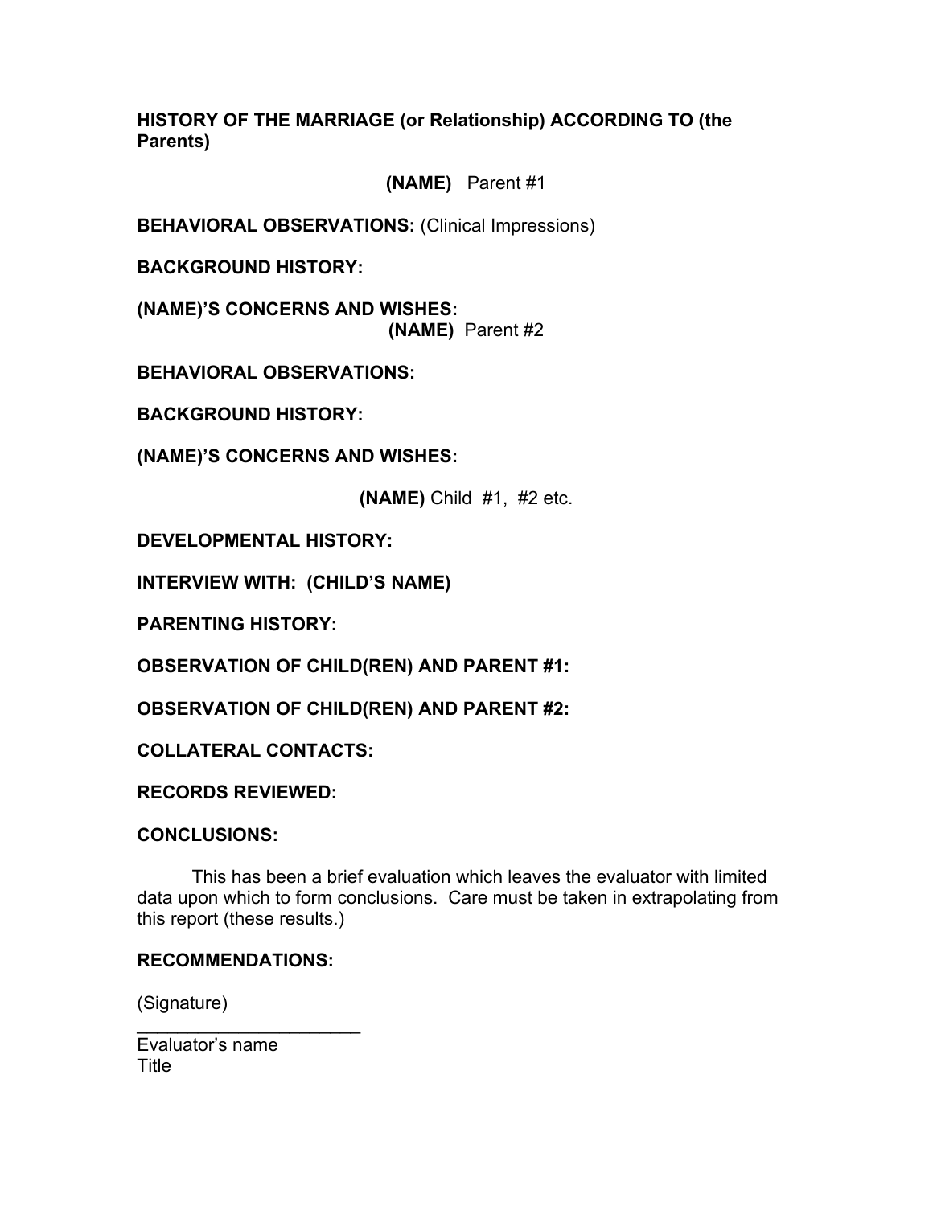**HISTORY OF THE MARRIAGE (or Relationship) ACCORDING TO (the Parents)**

**(NAME)** Parent #1

**BEHAVIORAL OBSERVATIONS:** (Clinical Impressions)

**BACKGROUND HISTORY:**

**(NAME)'S CONCERNS AND WISHES:**

**(NAME)** Parent #2

**BEHAVIORAL OBSERVATIONS:**

**BACKGROUND HISTORY:**

**(NAME)'S CONCERNS AND WISHES:**

**(NAME)** Child #1, #2 etc.

**DEVELOPMENTAL HISTORY:**

**INTERVIEW WITH: (CHILD'S NAME)**

**PARENTING HISTORY:**

**OBSERVATION OF CHILD(REN) AND PARENT #1:**

**OBSERVATION OF CHILD(REN) AND PARENT #2:**

**COLLATERAL CONTACTS:**

**RECORDS REVIEWED:**

**CONCLUSIONS:**

This has been a brief evaluation which leaves the evaluator with limited data upon which to form conclusions. Care must be taken in extrapolating from this report (these results.)

**RECOMMENDATIONS:**

(Signature)

______________________

Evaluator's name
Title